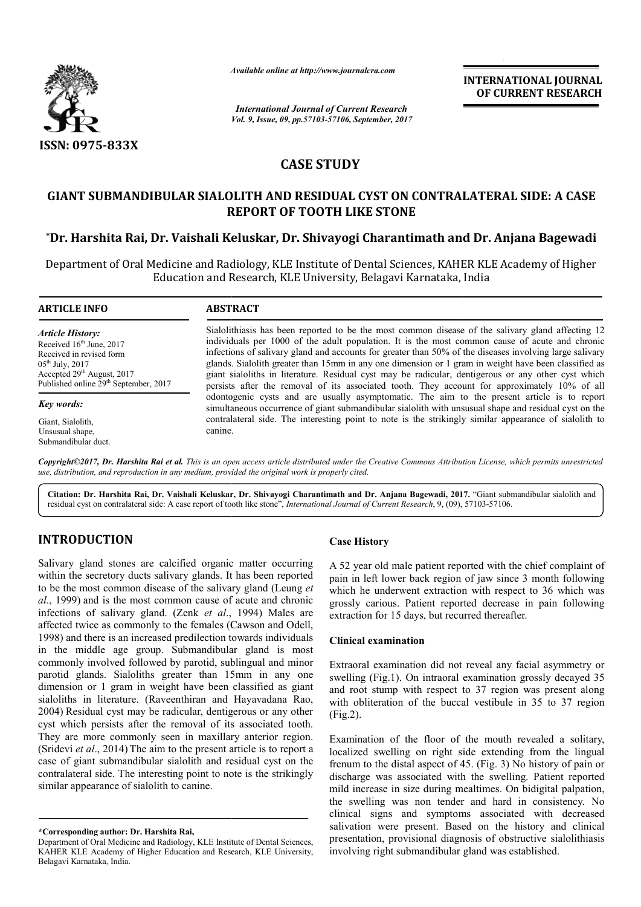*Available online at http://www.journalcra.com*

*International Journal of Current Research*
*Vol. 9, Issue, 09, pp.57103-57106, September, 2017*

**INTERNATIONAL JOURNAL OF CURRENT RESEARCH**

**ISSN: 0975-833X**

# CASE STUDY

# GIANT SUBMANDIBULAR SIALOLITH AND RESIDUAL CYST ON CONTRALATERAL SIDE: A CASE REPORT OF TOOTH LIKE STONE

**\*Dr. Harshita Rai, Dr. Vaishali Keluskar, Dr. Shivayogi Charantimath and Dr. Anjana Bagewadi**

Department of Oral Medicine and Radiology, KLE Institute of Dental Sciences, KAHER KLE Academy of Higher Education and Research, KLE University, Belagavi Karnataka, India

## ARTICLE INFO

*Article History:*
Received 16th June, 2017
Received in revised form
05th July, 2017
Accepted 29th August, 2017
Published online 29th September, 2017

*Key words:*
Giant, Sialolith,
Unsusual shape,
Submandibular duct.

## ABSTRACT

Sialolithiasis has been reported to be the most common disease of the salivary gland affecting 12 individuals per 1000 of the adult population. It is the most common cause of acute and chronic infections of salivary gland and accounts for greater than 50% of the diseases involving large salivary glands. Sialolith greater than 15mm in any one dimension or 1 gram in weight have been classified as giant sialoliths in literature. Residual cyst may be radicular, dentigerous or any other cyst which persists after the removal of its associated tooth. They account for approximately 10% of all odontogenic cysts and are usually asymptomatic. The aim to the present article is to report simultaneous occurrence of giant submandibular sialolith with unsusual shape and residual cyst on the contralateral side. The interesting point to note is the strikingly similar appearance of sialolith to canine.

*Copyright©2017, Dr. Harshita Rai et al. This is an open access article distributed under the Creative Commons Attribution License, which permits unrestricted use, distribution, and reproduction in any medium, provided the original work is properly cited.*

**Citation: Dr. Harshita Rai, Dr. Vaishali Keluskar, Dr. Shivayogi Charantimath and Dr. Anjana Bagewadi, 2017.** "Giant submandibular sialolith and residual cyst on contralateral side: A case report of tooth like stone", *International Journal of Current Research*, 9, (09), 57103-57106.

## INTRODUCTION

Salivary gland stones are calcified organic matter occurring within the secretory ducts salivary glands. It has been reported to be the most common disease of the salivary gland (Leung *et al*., 1999) and is the most common cause of acute and chronic infections of salivary gland. (Zenk *et al*., 1994) Males are affected twice as commonly to the females (Cawson and Odell, 1998) and there is an increased predilection towards individuals in the middle age group. Submandibular gland is most commonly involved followed by parotid, sublingual and minor parotid glands. Sialoliths greater than 15mm in any one dimension or 1 gram in weight have been classified as giant sialoliths in literature. (Raveenthiran and Hayavadana Rao, 2004) Residual cyst may be radicular, dentigerous or any other cyst which persists after the removal of its associated tooth. They are more commonly seen in maxillary anterior region. (Sridevi *et al*., 2014) The aim to the present article is to report a case of giant submandibular sialolith and residual cyst on the contralateral side. The interesting point to note is the strikingly similar appearance of sialolith to canine.

## Case History

A 52 year old male patient reported with the chief complaint of pain in left lower back region of jaw since 3 month following which he underwent extraction with respect to 36 which was grossly carious. Patient reported decrease in pain following extraction for 15 days, but recurred thereafter.

## Clinical examination

Extraoral examination did not reveal any facial asymmetry or swelling (Fig.1). On intraoral examination grossly decayed 35 and root stump with respect to 37 region was present along with obliteration of the buccal vestibule in 35 to 37 region (Fig.2).

Examination of the floor of the mouth revealed a solitary, localized swelling on right side extending from the lingual frenum to the distal aspect of 45. (Fig. 3) No history of pain or discharge was associated with the swelling. Patient reported mild increase in size during mealtimes. On bidigital palpation, the swelling was non tender and hard in consistency. No clinical signs and symptoms associated with decreased salivation were present. Based on the history and clinical presentation, provisional diagnosis of obstructive sialolithiasis involving right submandibular gland was established.

**\*Corresponding author: Dr. Harshita Rai,**
Department of Oral Medicine and Radiology, KLE Institute of Dental Sciences, KAHER KLE Academy of Higher Education and Research, KLE University, Belagavi Karnataka, India.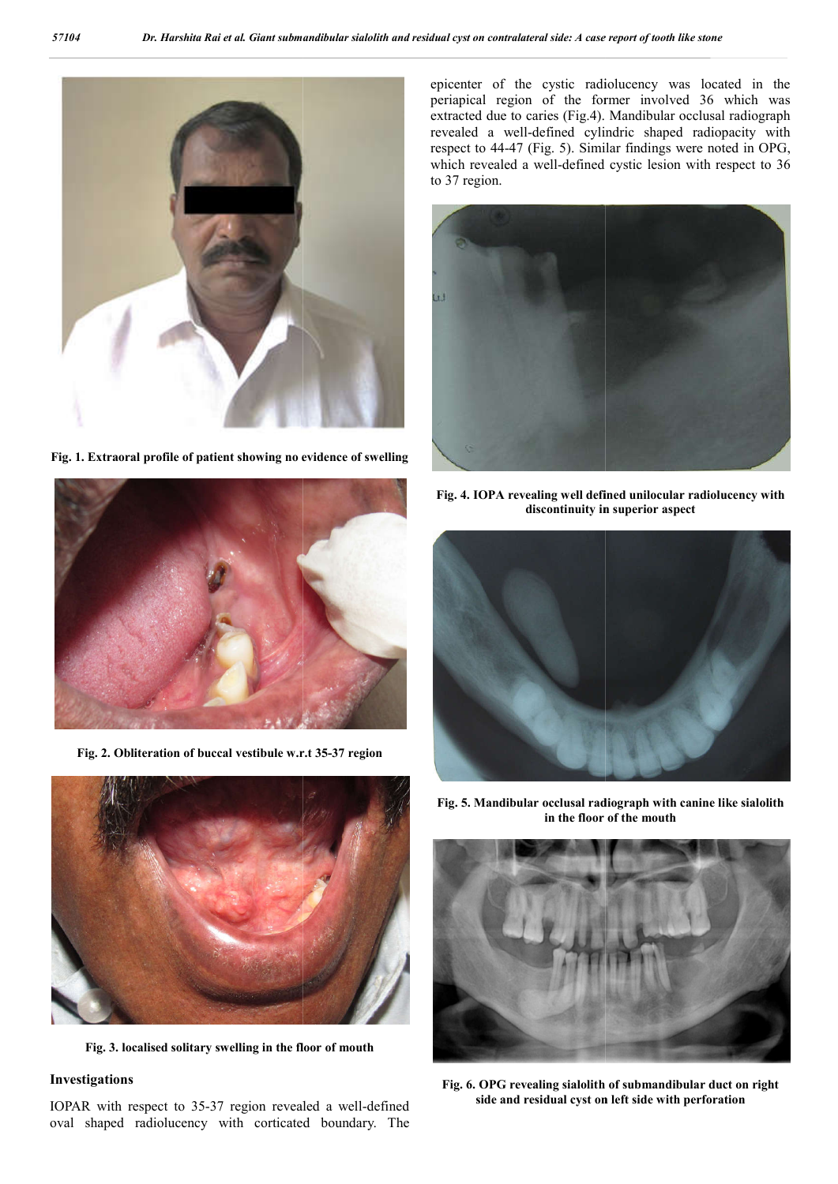Fig. 1. Extraoral profile of patient showing no evidence of swelling

Fig. 2. Obliteration of buccal vestibule w.r.t 35-37 region

Fig. 3. localised solitary swelling in the floor of mouth

### Investigations

IOPAR with respect to 35-37 region revealed a well-defined oval shaped radiolucency with corticated boundary. The epicenter of the cystic radiolucency was located in the periapical region of the former involved 36 which was extracted due to caries (Fig.4). Mandibular occlusal radiograph revealed a well-defined cylindric shaped radiopacity with respect to 44-47 (Fig. 5). Similar findings were noted in OPG, which revealed a well-defined cystic lesion with respect to 36 to 37 region.

Fig. 4. IOPA revealing well defined unilocular radiolucency with discontinuity in superior aspect

Fig. 5. Mandibular occlusal radiograph with canine like sialolith in the floor of the mouth

Fig. 6. OPG revealing sialolith of submandibular duct on right side and residual cyst on left side with perforation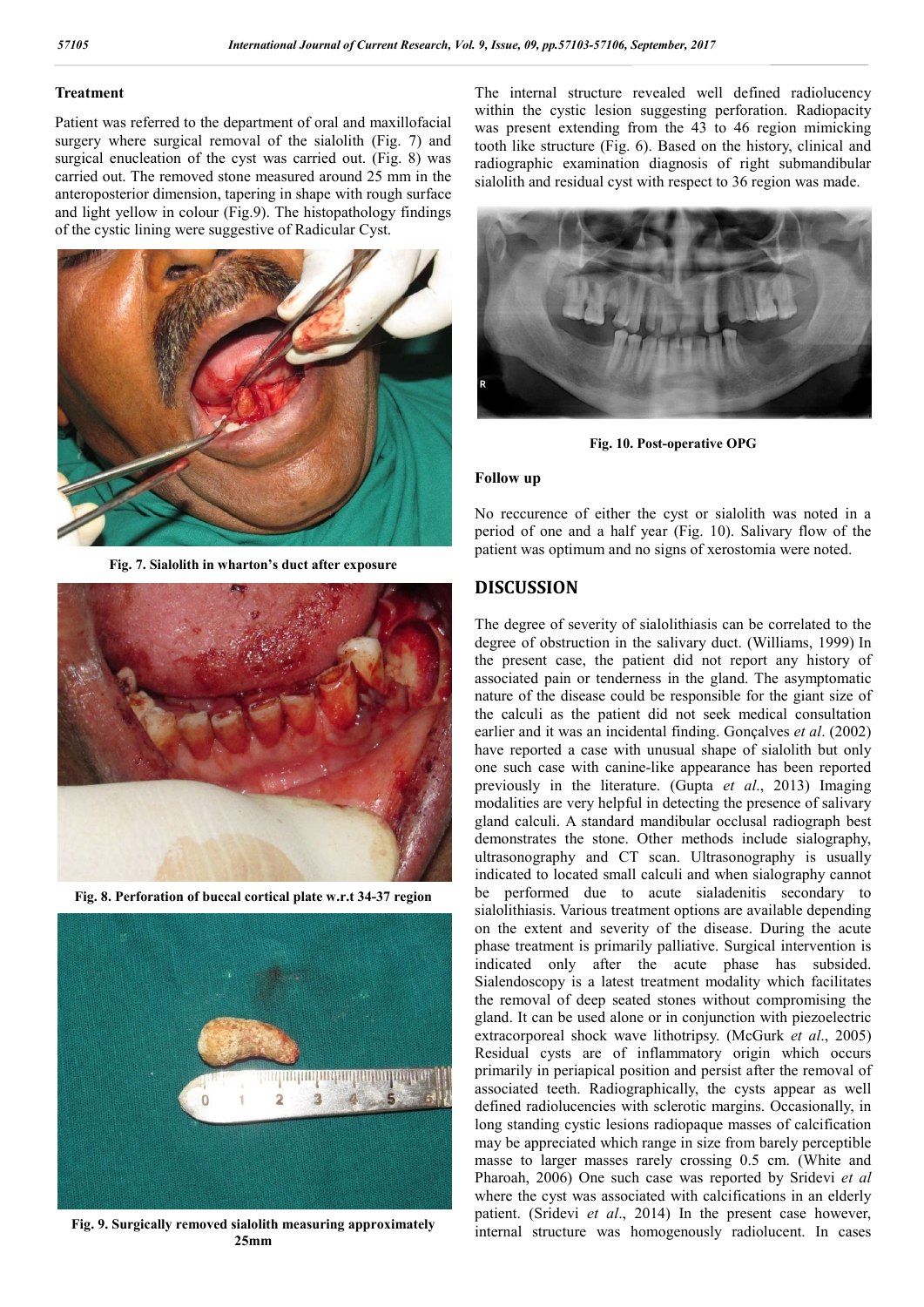### Treatment

Patient was referred to the department of oral and maxillofacial surgery where surgical removal of the sialolith (Fig. 7) and surgical enucleation of the cyst was carried out. (Fig. 8) was carried out. The removed stone measured around 25 mm in the anteroposterior dimension, tapering in shape with rough surface and light yellow in colour (Fig.9). The histopathology findings of the cystic lining were suggestive of Radicular Cyst.

**Fig. 7. Sialolith in wharton's duct after exposure**

**Fig. 8. Perforation of buccal cortical plate w.r.t 34-37 region**

**Fig. 9. Surgically removed sialolith measuring approximately 25mm**

The internal structure revealed well defined radiolucency within the cystic lesion suggesting perforation. Radiopacity was present extending from the 43 to 46 region mimicking tooth like structure (Fig. 6). Based on the history, clinical and radiographic examination diagnosis of right submandibular sialolith and residual cyst with respect to 36 region was made.

**Fig. 10. Post-operative OPG**

### Follow up

No reccurence of either the cyst or sialolith was noted in a period of one and a half year (Fig. 10). Salivary flow of the patient was optimum and no signs of xerostomia were noted.

## DISCUSSION

The degree of severity of sialolithiasis can be correlated to the degree of obstruction in the salivary duct. (Williams, 1999) In the present case, the patient did not report any history of associated pain or tenderness in the gland. The asymptomatic nature of the disease could be responsible for the giant size of the calculi as the patient did not seek medical consultation earlier and it was an incidental finding. Gonçalves *et al*. (2002) have reported a case with unusual shape of sialolith but only one such case with canine-like appearance has been reported previously in the literature. (Gupta *et al*., 2013) Imaging modalities are very helpful in detecting the presence of salivary gland calculi. A standard mandibular occlusal radiograph best demonstrates the stone. Other methods include sialography, ultrasonography and CT scan. Ultrasonography is usually indicated to located small calculi and when sialography cannot be performed due to acute sialadenitis secondary to sialolithiasis. Various treatment options are available depending on the extent and severity of the disease. During the acute phase treatment is primarily palliative. Surgical intervention is indicated only after the acute phase has subsided. Sialendoscopy is a latest treatment modality which facilitates the removal of deep seated stones without compromising the gland. It can be used alone or in conjunction with piezoelectric extracorporeal shock wave lithotripsy. (McGurk *et al*., 2005) Residual cysts are of inflammatory origin which occurs primarily in periapical position and persist after the removal of associated teeth. Radiographically, the cysts appear as well defined radiolucencies with sclerotic margins. Occasionally, in long standing cystic lesions radiopaque masses of calcification may be appreciated which range in size from barely perceptible masse to larger masses rarely crossing 0.5 cm. (White and Pharoah, 2006) One such case was reported by Sridevi *et al* where the cyst was associated with calcifications in an elderly patient. (Sridevi *et al*., 2014) In the present case however, internal structure was homogenously radiolucent. In cases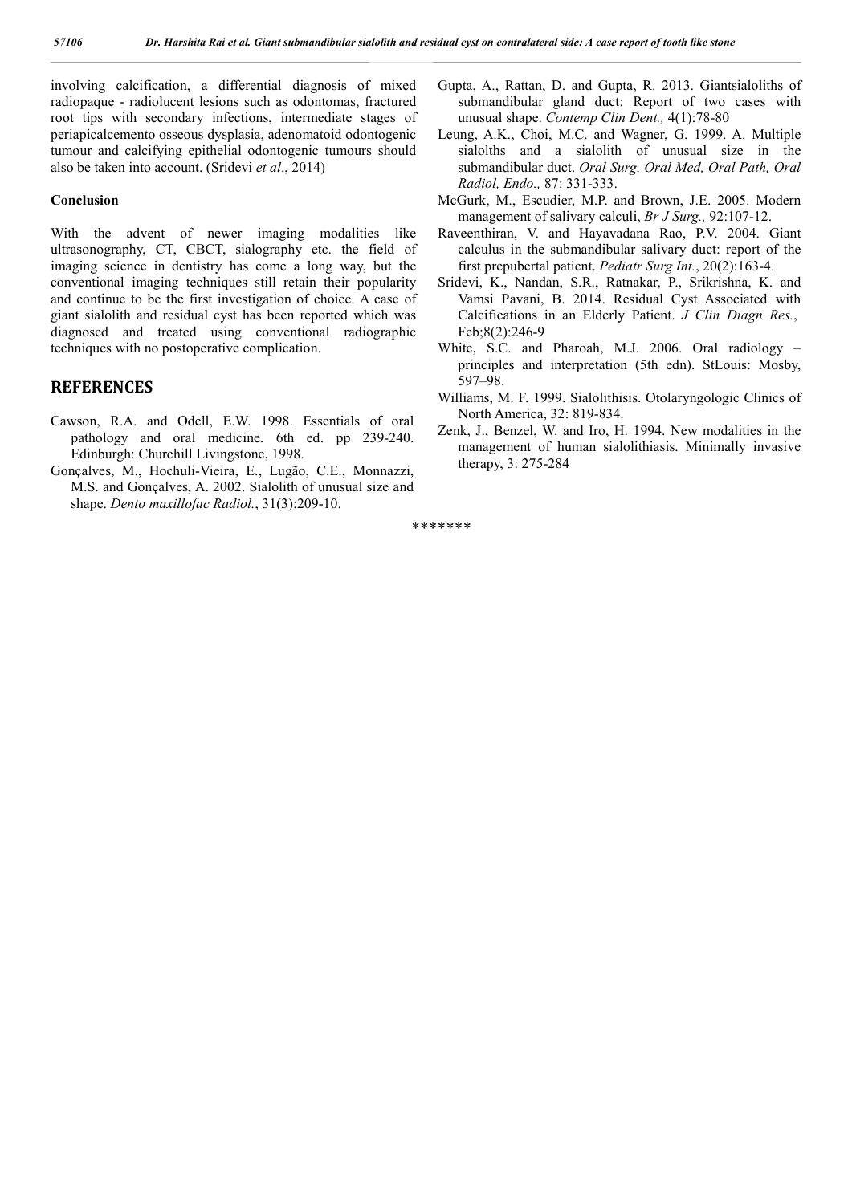involving calcification, a differential diagnosis of mixed radiopaque - radiolucent lesions such as odontomas, fractured root tips with secondary infections, intermediate stages of periapicalcemento osseous dysplasia, adenomatoid odontogenic tumour and calcifying epithelial odontogenic tumours should also be taken into account. (Sridevi *et al*., 2014)

**Conclusion**

With the advent of newer imaging modalities like ultrasonography, CT, CBCT, sialography etc. the field of imaging science in dentistry has come a long way, but the conventional imaging techniques still retain their popularity and continue to be the first investigation of choice. A case of giant sialolith and residual cyst has been reported which was diagnosed and treated using conventional radiographic techniques with no postoperative complication.

## REFERENCES

Cawson, R.A. and Odell, E.W. 1998. Essentials of oral pathology and oral medicine. 6th ed. pp 239-240. Edinburgh: Churchill Livingstone, 1998.

Gonçalves, M., Hochuli-Vieira, E., Lugão, C.E., Monnazzi, M.S. and Gonçalves, A. 2002. Sialolith of unusual size and shape. *Dento maxillofac Radiol.*, 31(3):209-10.

Gupta, A., Rattan, D. and Gupta, R. 2013. Giantsialoliths of submandibular gland duct: Report of two cases with unusual shape. *Contemp Clin Dent.,* 4(1):78-80

Leung, A.K., Choi, M.C. and Wagner, G. 1999. A. Multiple sialolths and a sialolith of unusual size in the submandibular duct. *Oral Surg, Oral Med, Oral Path, Oral Radiol, Endo.,* 87: 331-333.

McGurk, M., Escudier, M.P. and Brown, J.E. 2005. Modern management of salivary calculi, *Br J Surg.,* 92:107-12.

Raveenthiran, V. and Hayavadana Rao, P.V. 2004. Giant calculus in the submandibular salivary duct: report of the first prepubertal patient. *Pediatr Surg Int.*, 20(2):163-4.

Sridevi, K., Nandan, S.R., Ratnakar, P., Srikrishna, K. and Vamsi Pavani, B. 2014. Residual Cyst Associated with Calcifications in an Elderly Patient. *J Clin Diagn Res.*, Feb;8(2):246-9

White, S.C. and Pharoah, M.J. 2006. Oral radiology – principles and interpretation (5th edn). StLouis: Mosby, 597–98.

Williams, M. F. 1999. Sialolithisis. Otolaryngologic Clinics of North America, 32: 819-834.

Zenk, J., Benzel, W. and Iro, H. 1994. New modalities in the management of human sialolithiasis. Minimally invasive therapy, 3: 275-284

*******